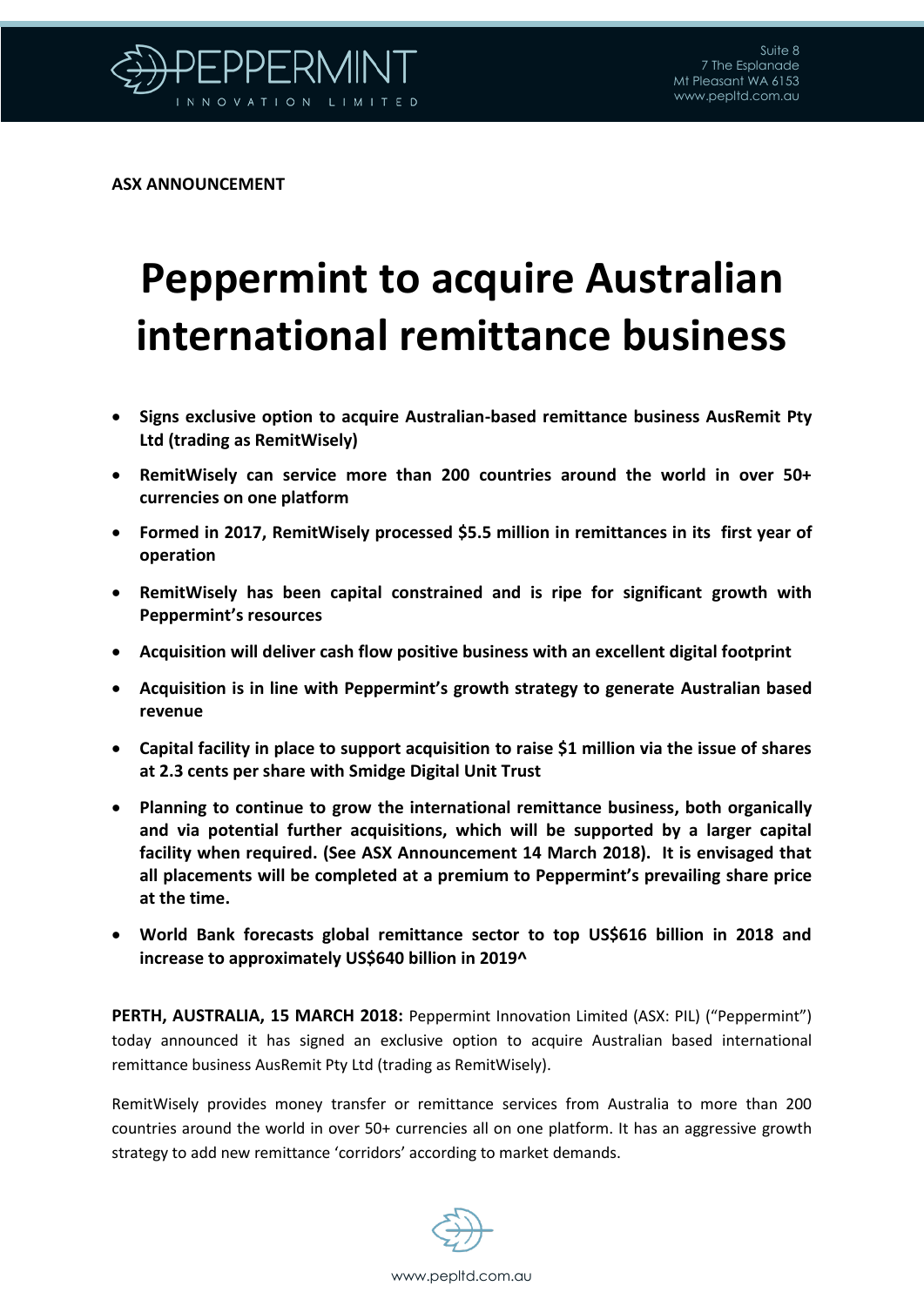**ASX ANNOUNCEMENT**

# Peppermint to acquire Australian international remittance business

- **Signs exclusive option to acquire Australian-based remittance business AusRemit Pty Ltd (trading as RemitWisely)**
- **RemitWisely can service more than 200 countries around the world in over 50+ currencies on one platform**
- **Formed in 2017, RemitWisely processed $5.5 million in remittances in its first year of operation**
- **RemitWisely has been capital constrained and is ripe for significant growth with Peppermint's resources**
- **Acquisition will deliver cash flow positive business with an excellent digital footprint**
- **Acquisition is in line with Peppermint's growth strategy to generate Australian based revenue**
- **Capital facility in place to support acquisition to raise $1 million via the issue of shares at 2.3 cents per share with Smidge Digital Unit Trust**
- **Planning to continue to grow the international remittance business, both organically and via potential further acquisitions, which will be supported by a larger capital facility when required. (See ASX Announcement 14 March 2018). It is envisaged that all placements will be completed at a premium to Peppermint's prevailing share price at the time.**
- **World Bank forecasts global remittance sector to top US$616 billion in 2018 and increase to approximately US$640 billion in 2019^**

**PERTH, AUSTRALIA, 15 MARCH 2018:** Peppermint Innovation Limited (ASX: PIL) ("Peppermint") today announced it has signed an exclusive option to acquire Australian based international remittance business AusRemit Pty Ltd (trading as RemitWisely).

RemitWisely provides money transfer or remittance services from Australia to more than 200 countries around the world in over 50+ currencies all on one platform. It has an aggressive growth strategy to add new remittance 'corridors' according to market demands.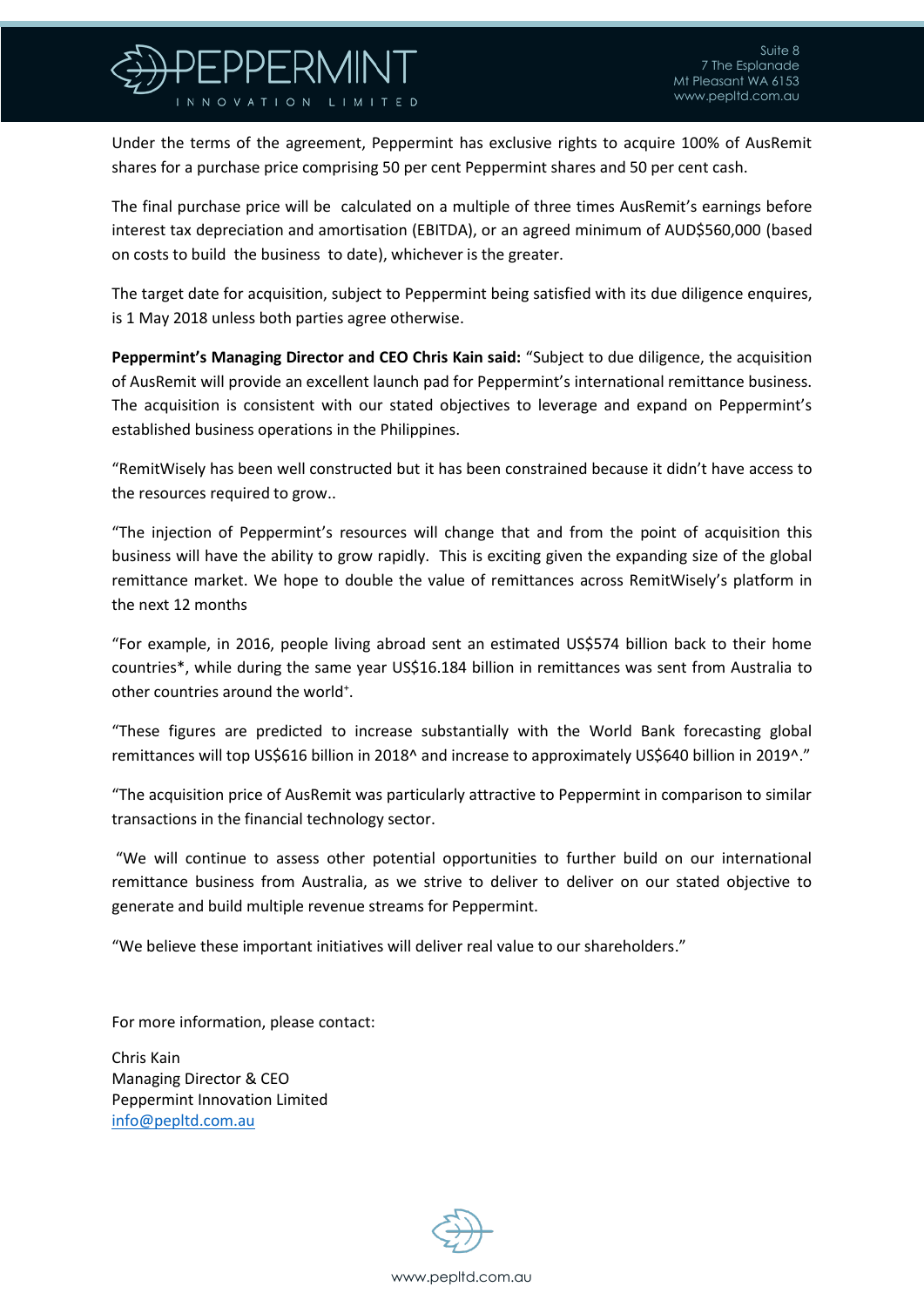Under the terms of the agreement, Peppermint has exclusive rights to acquire 100% of AusRemit shares for a purchase price comprising 50 per cent Peppermint shares and 50 per cent cash.

The final purchase price will be calculated on a multiple of three times AusRemit's earnings before interest tax depreciation and amortisation (EBITDA), or an agreed minimum of AUD$560,000 (based on costs to build the business to date), whichever is the greater.

The target date for acquisition, subject to Peppermint being satisfied with its due diligence enquires, is 1 May 2018 unless both parties agree otherwise.

**Peppermint's Managing Director and CEO Chris Kain said:** "Subject to due diligence, the acquisition of AusRemit will provide an excellent launch pad for Peppermint's international remittance business. The acquisition is consistent with our stated objectives to leverage and expand on Peppermint's established business operations in the Philippines.

"RemitWisely has been well constructed but it has been constrained because it didn't have access to the resources required to grow..

"The injection of Peppermint's resources will change that and from the point of acquisition this business will have the ability to grow rapidly. This is exciting given the expanding size of the global remittance market. We hope to double the value of remittances across RemitWisely's platform in the next 12 months

"For example, in 2016, people living abroad sent an estimated US$574 billion back to their home countries*, while during the same year US$16.184 billion in remittances was sent from Australia to other countries around the world[+].

"These figures are predicted to increase substantially with the World Bank forecasting global remittances will top US$616 billion in 2018^ and increase to approximately US$640 billion in 2019^."

"The acquisition price of AusRemit was particularly attractive to Peppermint in comparison to similar transactions in the financial technology sector.

"We will continue to assess other potential opportunities to further build on our international remittance business from Australia, as we strive to deliver to deliver on our stated objective to generate and build multiple revenue streams for Peppermint.

"We believe these important initiatives will deliver real value to our shareholders."

For more information, please contact:

Chris Kain
Managing Director & CEO
Peppermint Innovation Limited
info@pepltd.com.au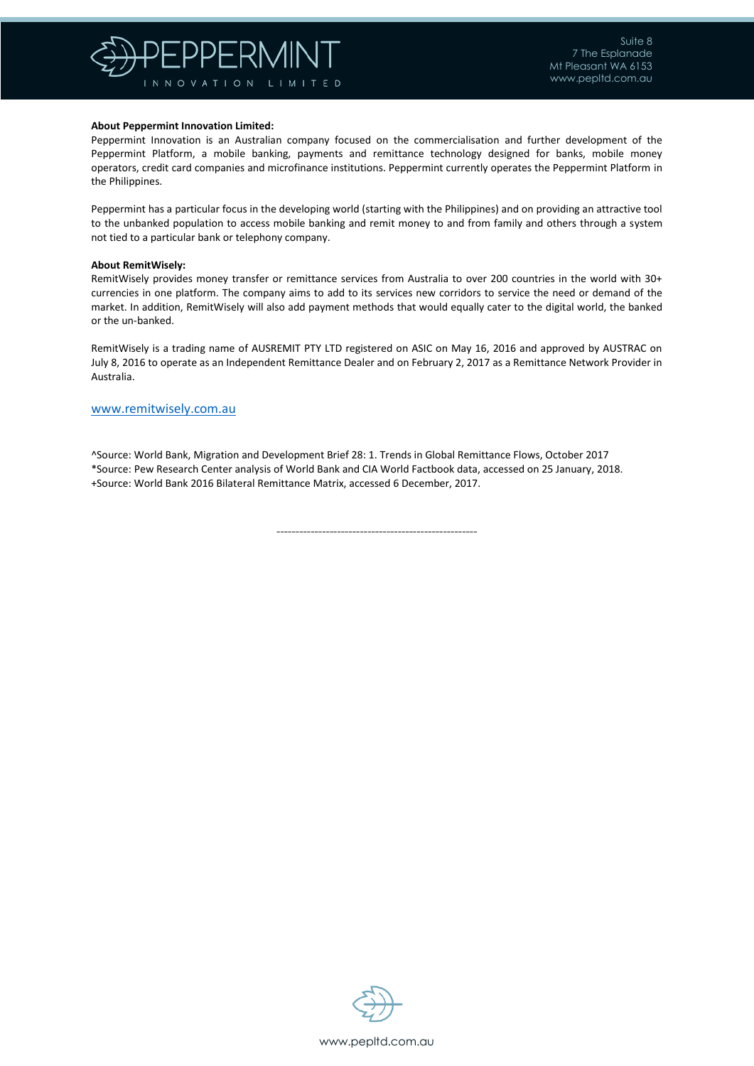**About Peppermint Innovation Limited:**

Peppermint Innovation is an Australian company focused on the commercialisation and further development of the Peppermint Platform, a mobile banking, payments and remittance technology designed for banks, mobile money operators, credit card companies and microfinance institutions. Peppermint currently operates the Peppermint Platform in the Philippines.

Peppermint has a particular focus in the developing world (starting with the Philippines) and on providing an attractive tool to the unbanked population to access mobile banking and remit money to and from family and others through a system not tied to a particular bank or telephony company.

**About RemitWisely:**

RemitWisely provides money transfer or remittance services from Australia to over 200 countries in the world with 30+ currencies in one platform. The company aims to add to its services new corridors to service the need or demand of the market. In addition, RemitWisely will also add payment methods that would equally cater to the digital world, the banked or the un-banked.

RemitWisely is a trading name of AUSREMIT PTY LTD registered on ASIC on May 16, 2016 and approved by AUSTRAC on July 8, 2016 to operate as an Independent Remittance Dealer and on February 2, 2017 as a Remittance Network Provider in Australia.

www.remitwisely.com.au

^Source: World Bank, Migration and Development Brief 28: 1. Trends in Global Remittance Flows, October 2017
*Source: Pew Research Center analysis of World Bank and CIA World Factbook data, accessed on 25 January, 2018.
+Source: World Bank 2016 Bilateral Remittance Matrix, accessed 6 December, 2017.

------------------------------------------------------